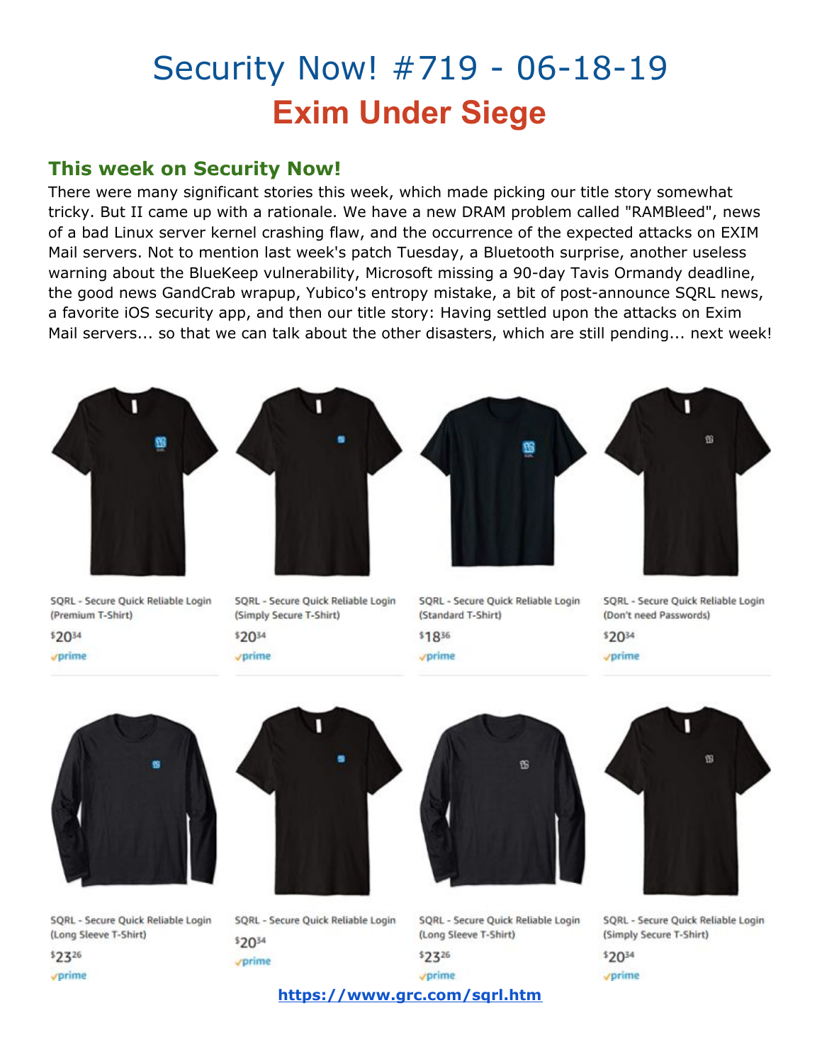# Security Now! #719 - 06-18-19

## Exim Under Siege

### This week on Security Now!

There were many significant stories this week, which made picking our title story somewhat tricky. But II came up with a rationale. We have a new DRAM problem called "RAMBleed", news of a bad Linux server kernel crashing flaw, and the occurrence of the expected attacks on EXIM Mail servers. Not to mention last week's patch Tuesday, a Bluetooth surprise, another useless warning about the BlueKeep vulnerability, Microsoft missing a 90-day Tavis Ormandy deadline, the good news GandCrab wrapup, Yubico's entropy mistake, a bit of post-announce SQRL news, a favorite iOS security app, and then our title story: Having settled upon the attacks on Exim Mail servers... so that we can talk about the other disasters, which are still pending... next week!

SQRL - Secure Quick Reliable Login (Premium T-Shirt)
$20.34
prime

SQRL - Secure Quick Reliable Login (Simply Secure T-Shirt)
$20.34
prime

SQRL - Secure Quick Reliable Login (Standard T-Shirt)
$18.36
prime

SQRL - Secure Quick Reliable Login (Don't need Passwords)
$20.34
prime

SQRL - Secure Quick Reliable Login (Long Sleeve T-Shirt)
$23.26
prime

SQRL - Secure Quick Reliable Login
$20.34
prime

SQRL - Secure Quick Reliable Login (Long Sleeve T-Shirt)
$23.26
prime

SQRL - Secure Quick Reliable Login (Simply Secure T-Shirt)
$20.34
prime

https://www.grc.com/sqrl.htm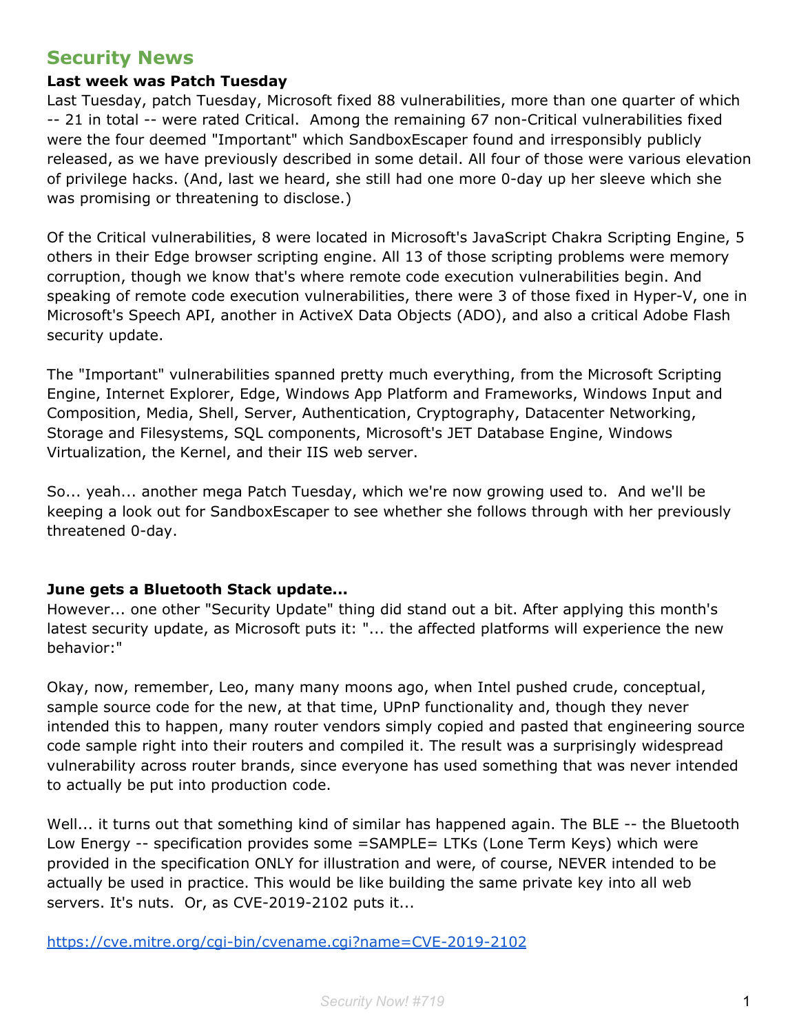## Security News

**Last week was Patch Tuesday**

Last Tuesday, patch Tuesday, Microsoft fixed 88 vulnerabilities, more than one quarter of which -- 21 in total -- were rated Critical. Among the remaining 67 non-Critical vulnerabilities fixed were the four deemed "Important" which SandboxEscaper found and irresponsibly publicly released, as we have previously described in some detail. All four of those were various elevation of privilege hacks. (And, last we heard, she still had one more 0-day up her sleeve which she was promising or threatening to disclose.)

Of the Critical vulnerabilities, 8 were located in Microsoft's JavaScript Chakra Scripting Engine, 5 others in their Edge browser scripting engine. All 13 of those scripting problems were memory corruption, though we know that's where remote code execution vulnerabilities begin. And speaking of remote code execution vulnerabilities, there were 3 of those fixed in Hyper-V, one in Microsoft's Speech API, another in ActiveX Data Objects (ADO), and also a critical Adobe Flash security update.

The "Important" vulnerabilities spanned pretty much everything, from the Microsoft Scripting Engine, Internet Explorer, Edge, Windows App Platform and Frameworks, Windows Input and Composition, Media, Shell, Server, Authentication, Cryptography, Datacenter Networking, Storage and Filesystems, SQL components, Microsoft's JET Database Engine, Windows Virtualization, the Kernel, and their IIS web server.

So... yeah... another mega Patch Tuesday, which we're now growing used to. And we'll be keeping a look out for SandboxEscaper to see whether she follows through with her previously threatened 0-day.

**June gets a Bluetooth Stack update...**

However... one other "Security Update" thing did stand out a bit. After applying this month's latest security update, as Microsoft puts it: "... the affected platforms will experience the new behavior:"

Okay, now, remember, Leo, many many moons ago, when Intel pushed crude, conceptual, sample source code for the new, at that time, UPnP functionality and, though they never intended this to happen, many router vendors simply copied and pasted that engineering source code sample right into their routers and compiled it. The result was a surprisingly widespread vulnerability across router brands, since everyone has used something that was never intended to actually be put into production code.

Well... it turns out that something kind of similar has happened again. The BLE -- the Bluetooth Low Energy -- specification provides some =SAMPLE= LTKs (Lone Term Keys) which were provided in the specification ONLY for illustration and were, of course, NEVER intended to be actually be used in practice. This would be like building the same private key into all web servers. It's nuts. Or, as CVE-2019-2102 puts it...

https://cve.mitre.org/cgi-bin/cvename.cgi?name=CVE-2019-2102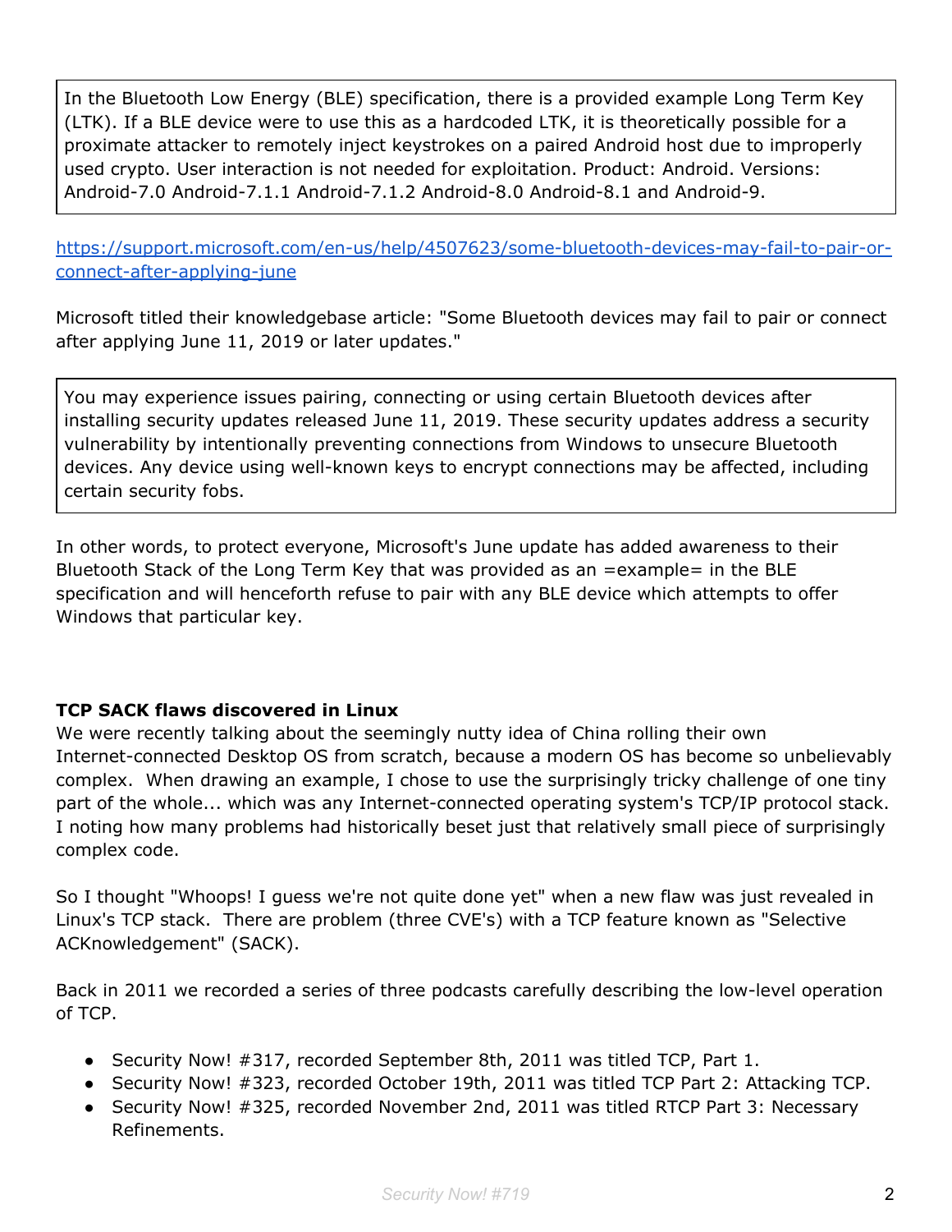> In the Bluetooth Low Energy (BLE) specification, there is a provided example Long Term Key (LTK). If a BLE device were to use this as a hardcoded LTK, it is theoretically possible for a proximate attacker to remotely inject keystrokes on a paired Android host due to improperly used crypto. User interaction is not needed for exploitation. Product: Android. Versions: Android-7.0 Android-7.1.1 Android-7.1.2 Android-8.0 Android-8.1 and Android-9.

https://support.microsoft.com/en-us/help/4507623/some-bluetooth-devices-may-fail-to-pair-or-connect-after-applying-june

Microsoft titled their knowledgebase article: "Some Bluetooth devices may fail to pair or connect after applying June 11, 2019 or later updates."

> You may experience issues pairing, connecting or using certain Bluetooth devices after installing security updates released June 11, 2019. These security updates address a security vulnerability by intentionally preventing connections from Windows to unsecure Bluetooth devices. Any device using well-known keys to encrypt connections may be affected, including certain security fobs.

In other words, to protect everyone, Microsoft's June update has added awareness to their Bluetooth Stack of the Long Term Key that was provided as an =example= in the BLE specification and will henceforth refuse to pair with any BLE device which attempts to offer Windows that particular key.

**TCP SACK flaws discovered in Linux**

We were recently talking about the seemingly nutty idea of China rolling their own Internet-connected Desktop OS from scratch, because a modern OS has become so unbelievably complex. When drawing an example, I chose to use the surprisingly tricky challenge of one tiny part of the whole... which was any Internet-connected operating system's TCP/IP protocol stack. I noting how many problems had historically beset just that relatively small piece of surprisingly complex code.

So I thought "Whoops! I guess we're not quite done yet" when a new flaw was just revealed in Linux's TCP stack. There are problem (three CVE's) with a TCP feature known as "Selective ACKnowledgement" (SACK).

Back in 2011 we recorded a series of three podcasts carefully describing the low-level operation of TCP.

- Security Now! #317, recorded September 8th, 2011 was titled TCP, Part 1.
- Security Now! #323, recorded October 19th, 2011 was titled TCP Part 2: Attacking TCP.
- Security Now! #325, recorded November 2nd, 2011 was titled RTCP Part 3: Necessary Refinements.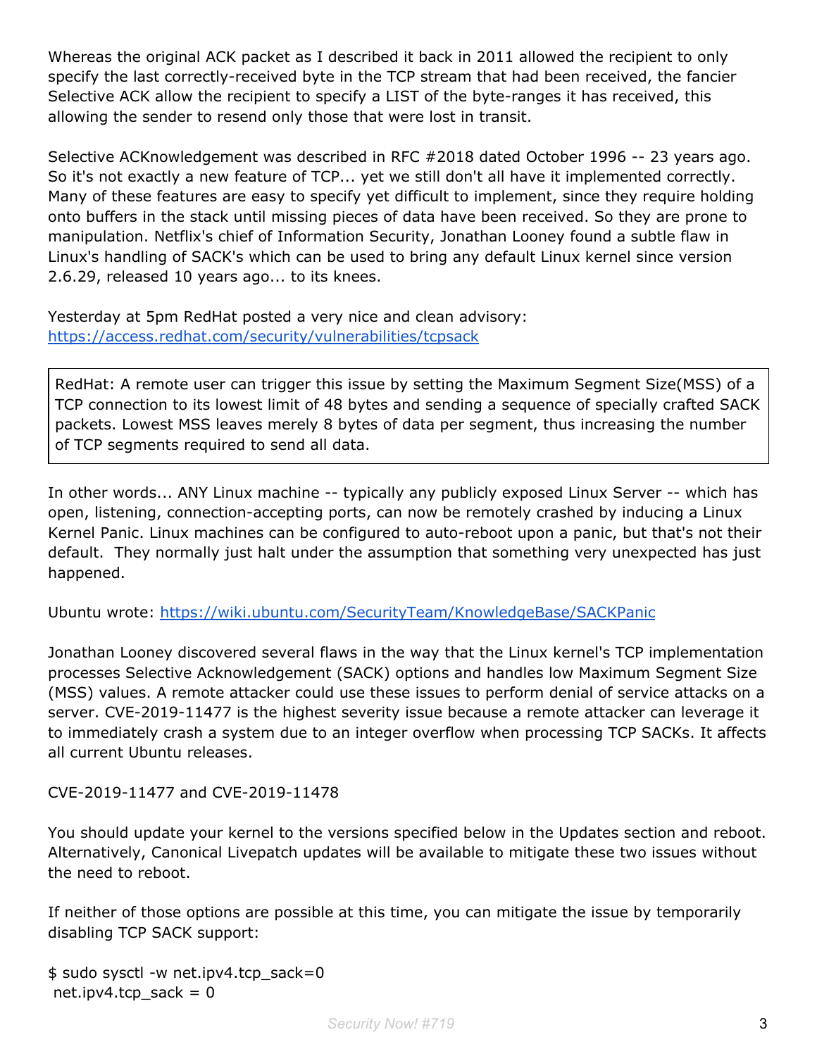Whereas the original ACK packet as I described it back in 2011 allowed the recipient to only specify the last correctly-received byte in the TCP stream that had been received, the fancier Selective ACK allow the recipient to specify a LIST of the byte-ranges it has received, this allowing the sender to resend only those that were lost in transit.

Selective ACKnowledgement was described in RFC #2018 dated October 1996 -- 23 years ago. So it's not exactly a new feature of TCP... yet we still don't all have it implemented correctly. Many of these features are easy to specify yet difficult to implement, since they require holding onto buffers in the stack until missing pieces of data have been received. So they are prone to manipulation. Netflix's chief of Information Security, Jonathan Looney found a subtle flaw in Linux's handling of SACK's which can be used to bring any default Linux kernel since version 2.6.29, released 10 years ago... to its knees.

Yesterday at 5pm RedHat posted a very nice and clean advisory:
https://access.redhat.com/security/vulnerabilities/tcpsack

> RedHat: A remote user can trigger this issue by setting the Maximum Segment Size(MSS) of a TCP connection to its lowest limit of 48 bytes and sending a sequence of specially crafted SACK packets. Lowest MSS leaves merely 8 bytes of data per segment, thus increasing the number of TCP segments required to send all data.

In other words... ANY Linux machine -- typically any publicly exposed Linux Server -- which has open, listening, connection-accepting ports, can now be remotely crashed by inducing a Linux Kernel Panic. Linux machines can be configured to auto-reboot upon a panic, but that's not their default. They normally just halt under the assumption that something very unexpected has just happened.

Ubuntu wrote: https://wiki.ubuntu.com/SecurityTeam/KnowledgeBase/SACKPanic

Jonathan Looney discovered several flaws in the way that the Linux kernel's TCP implementation processes Selective Acknowledgement (SACK) options and handles low Maximum Segment Size (MSS) values. A remote attacker could use these issues to perform denial of service attacks on a server. CVE-2019-11477 is the highest severity issue because a remote attacker can leverage it to immediately crash a system due to an integer overflow when processing TCP SACKs. It affects all current Ubuntu releases.

CVE-2019-11477 and CVE-2019-11478

You should update your kernel to the versions specified below in the Updates section and reboot. Alternatively, Canonical Livepatch updates will be available to mitigate these two issues without the need to reboot.

If neither of those options are possible at this time, you can mitigate the issue by temporarily disabling TCP SACK support:

```
$ sudo sysctl -w net.ipv4.tcp_sack=0
 net.ipv4.tcp_sack = 0
```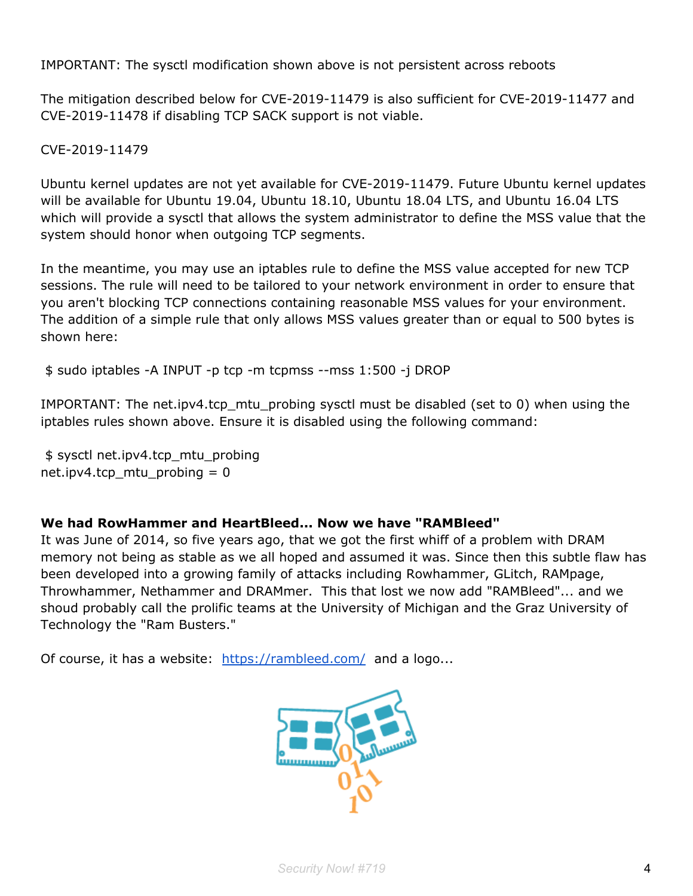IMPORTANT: The sysctl modification shown above is not persistent across reboots

The mitigation described below for CVE-2019-11479 is also sufficient for CVE-2019-11477 and CVE-2019-11478 if disabling TCP SACK support is not viable.

CVE-2019-11479

Ubuntu kernel updates are not yet available for CVE-2019-11479. Future Ubuntu kernel updates will be available for Ubuntu 19.04, Ubuntu 18.10, Ubuntu 18.04 LTS, and Ubuntu 16.04 LTS which will provide a sysctl that allows the system administrator to define the MSS value that the system should honor when outgoing TCP segments.

In the meantime, you may use an iptables rule to define the MSS value accepted for new TCP sessions. The rule will need to be tailored to your network environment in order to ensure that you aren't blocking TCP connections containing reasonable MSS values for your environment. The addition of a simple rule that only allows MSS values greater than or equal to 500 bytes is shown here:

```
 $ sudo iptables -A INPUT -p tcp -m tcpmss --mss 1:500 -j DROP
```

IMPORTANT: The net.ipv4.tcp_mtu_probing sysctl must be disabled (set to 0) when using the iptables rules shown above. Ensure it is disabled using the following command:

```
 $ sysctl net.ipv4.tcp_mtu_probing
net.ipv4.tcp_mtu_probing = 0
```

**We had RowHammer and HeartBleed... Now we have "RAMBleed"**

It was June of 2014, so five years ago, that we got the first whiff of a problem with DRAM memory not being as stable as we all hoped and assumed it was. Since then this subtle flaw has been developed into a growing family of attacks including Rowhammer, GLitch, RAMpage, Throwhammer, Nethammer and DRAMmer. This that lost we now add "RAMBleed"... and we shoud probably call the prolific teams at the University of Michigan and the Graz University of Technology the "Ram Busters."

Of course, it has a website: https://rambleed.com/ and a logo...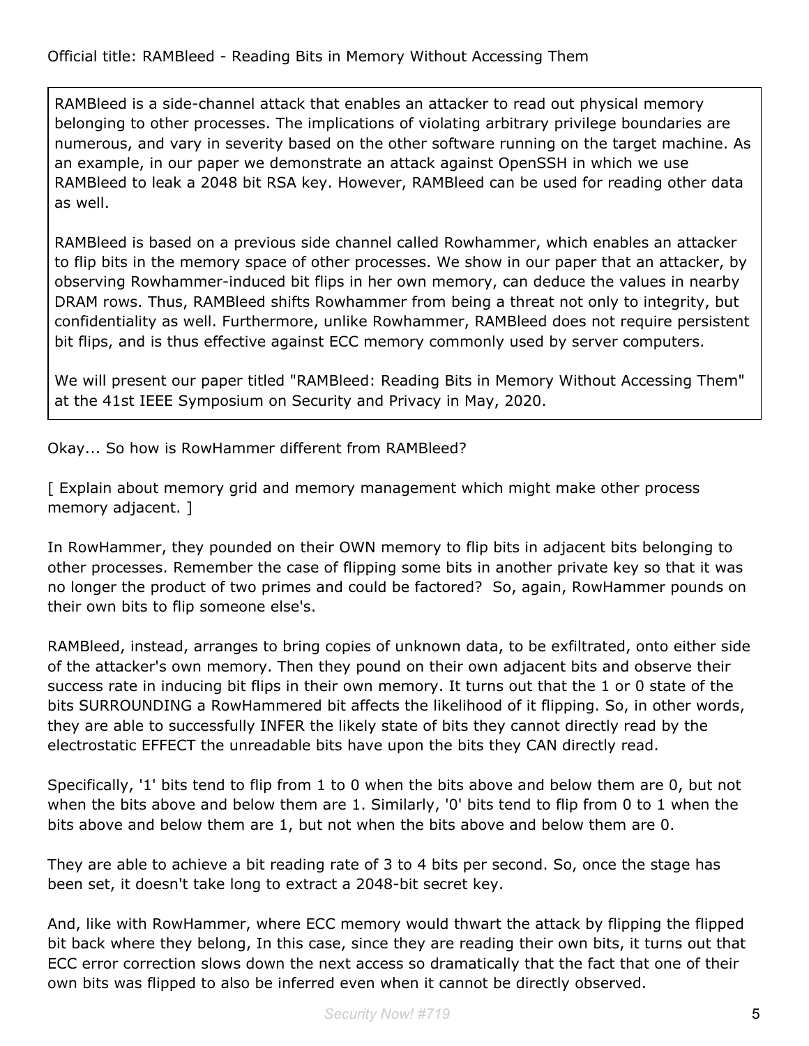Official title: RAMBleed - Reading Bits in Memory Without Accessing Them

> RAMBleed is a side-channel attack that enables an attacker to read out physical memory belonging to other processes. The implications of violating arbitrary privilege boundaries are numerous, and vary in severity based on the other software running on the target machine. As an example, in our paper we demonstrate an attack against OpenSSH in which we use RAMBleed to leak a 2048 bit RSA key. However, RAMBleed can be used for reading other data as well.
>
> RAMBleed is based on a previous side channel called Rowhammer, which enables an attacker to flip bits in the memory space of other processes. We show in our paper that an attacker, by observing Rowhammer-induced bit flips in her own memory, can deduce the values in nearby DRAM rows. Thus, RAMBleed shifts Rowhammer from being a threat not only to integrity, but confidentiality as well. Furthermore, unlike Rowhammer, RAMBleed does not require persistent bit flips, and is thus effective against ECC memory commonly used by server computers.
>
> We will present our paper titled "RAMBleed: Reading Bits in Memory Without Accessing Them" at the 41st IEEE Symposium on Security and Privacy in May, 2020.

Okay... So how is RowHammer different from RAMBleed?

[ Explain about memory grid and memory management which might make other process memory adjacent. ]

In RowHammer, they pounded on their OWN memory to flip bits in adjacent bits belonging to other processes. Remember the case of flipping some bits in another private key so that it was no longer the product of two primes and could be factored? So, again, RowHammer pounds on their own bits to flip someone else's.

RAMBleed, instead, arranges to bring copies of unknown data, to be exfiltrated, onto either side of the attacker's own memory. Then they pound on their own adjacent bits and observe their success rate in inducing bit flips in their own memory. It turns out that the 1 or 0 state of the bits SURROUNDING a RowHammered bit affects the likelihood of it flipping. So, in other words, they are able to successfully INFER the likely state of bits they cannot directly read by the electrostatic EFFECT the unreadable bits have upon the bits they CAN directly read.

Specifically, '1' bits tend to flip from 1 to 0 when the bits above and below them are 0, but not when the bits above and below them are 1. Similarly, '0' bits tend to flip from 0 to 1 when the bits above and below them are 1, but not when the bits above and below them are 0.

They are able to achieve a bit reading rate of 3 to 4 bits per second. So, once the stage has been set, it doesn't take long to extract a 2048-bit secret key.

And, like with RowHammer, where ECC memory would thwart the attack by flipping the flipped bit back where they belong, In this case, since they are reading their own bits, it turns out that ECC error correction slows down the next access so dramatically that the fact that one of their own bits was flipped to also be inferred even when it cannot be directly observed.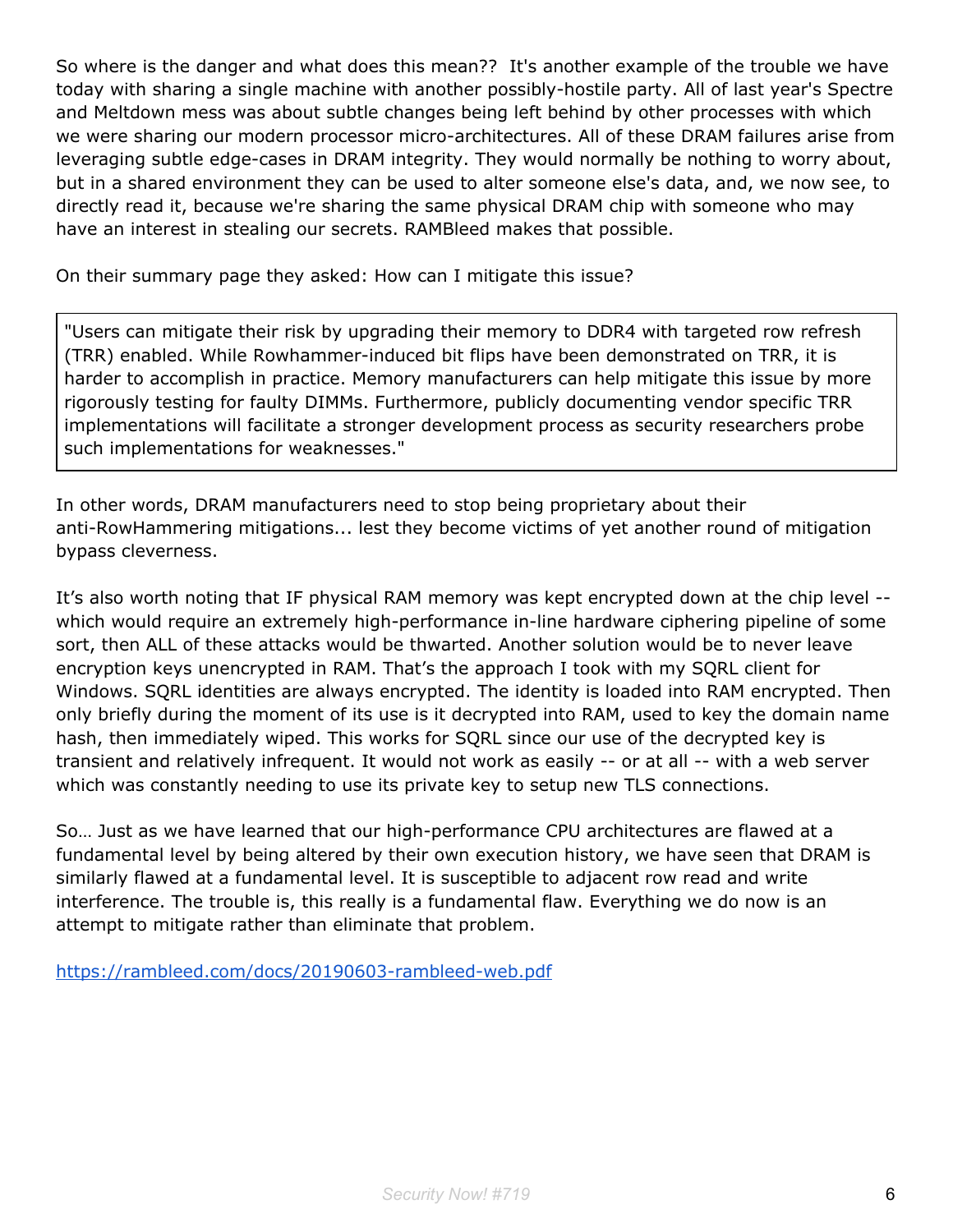So where is the danger and what does this mean?? It's another example of the trouble we have today with sharing a single machine with another possibly-hostile party. All of last year's Spectre and Meltdown mess was about subtle changes being left behind by other processes with which we were sharing our modern processor micro-architectures. All of these DRAM failures arise from leveraging subtle edge-cases in DRAM integrity. They would normally be nothing to worry about, but in a shared environment they can be used to alter someone else's data, and, we now see, to directly read it, because we're sharing the same physical DRAM chip with someone who may have an interest in stealing our secrets. RAMBleed makes that possible.

On their summary page they asked: How can I mitigate this issue?

> "Users can mitigate their risk by upgrading their memory to DDR4 with targeted row refresh (TRR) enabled. While Rowhammer-induced bit flips have been demonstrated on TRR, it is harder to accomplish in practice. Memory manufacturers can help mitigate this issue by more rigorously testing for faulty DIMMs. Furthermore, publicly documenting vendor specific TRR implementations will facilitate a stronger development process as security researchers probe such implementations for weaknesses."

In other words, DRAM manufacturers need to stop being proprietary about their anti-RowHammering mitigations... lest they become victims of yet another round of mitigation bypass cleverness.

It's also worth noting that IF physical RAM memory was kept encrypted down at the chip level -- which would require an extremely high-performance in-line hardware ciphering pipeline of some sort, then ALL of these attacks would be thwarted. Another solution would be to never leave encryption keys unencrypted in RAM. That's the approach I took with my SQRL client for Windows. SQRL identities are always encrypted. The identity is loaded into RAM encrypted. Then only briefly during the moment of its use is it decrypted into RAM, used to key the domain name hash, then immediately wiped. This works for SQRL since our use of the decrypted key is transient and relatively infrequent. It would not work as easily -- or at all -- with a web server which was constantly needing to use its private key to setup new TLS connections.

So… Just as we have learned that our high-performance CPU architectures are flawed at a fundamental level by being altered by their own execution history, we have seen that DRAM is similarly flawed at a fundamental level. It is susceptible to adjacent row read and write interference. The trouble is, this really is a fundamental flaw. Everything we do now is an attempt to mitigate rather than eliminate that problem.

https://rambleed.com/docs/20190603-rambleed-web.pdf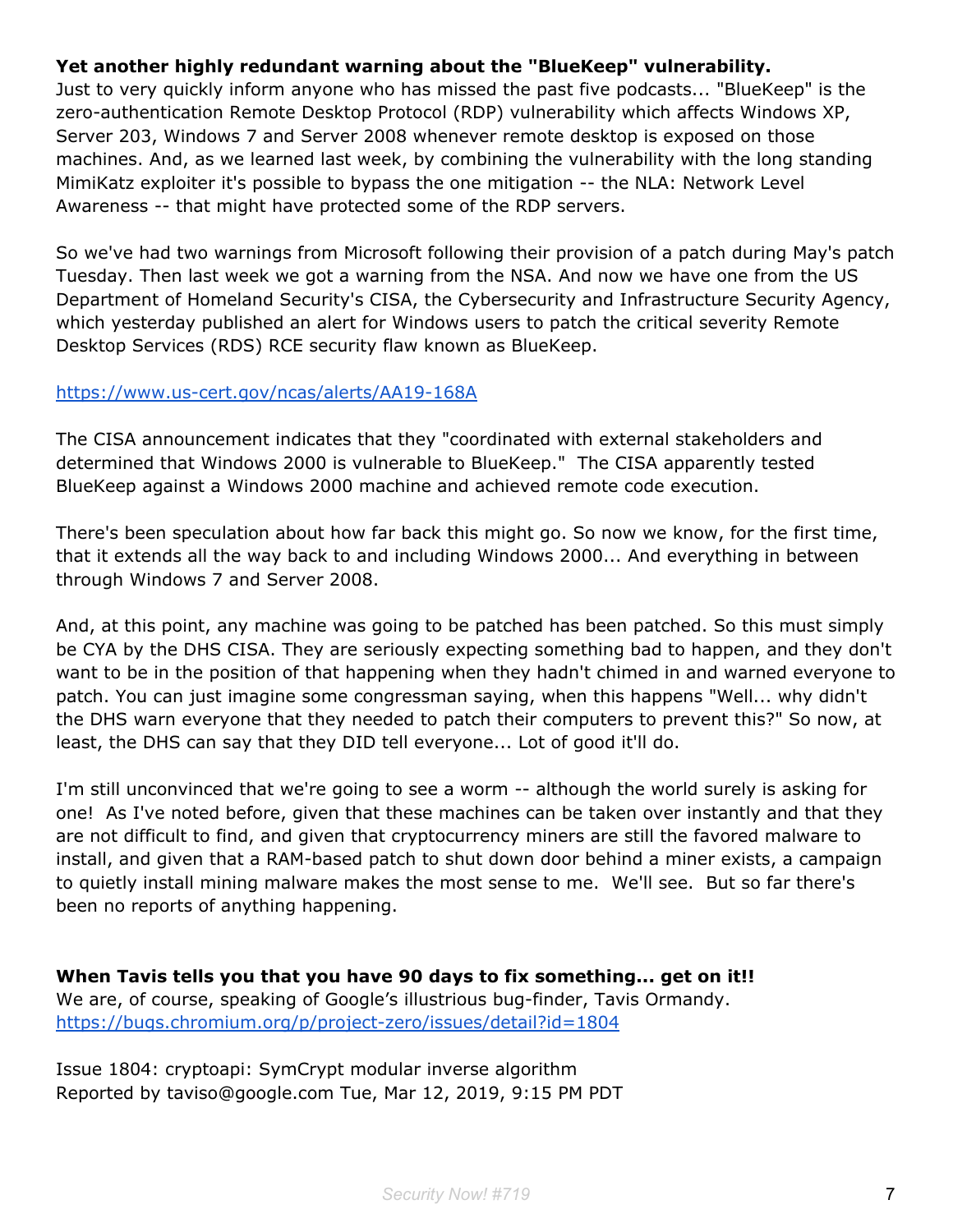**Yet another highly redundant warning about the "BlueKeep" vulnerability.**
Just to very quickly inform anyone who has missed the past five podcasts... "BlueKeep" is the zero-authentication Remote Desktop Protocol (RDP) vulnerability which affects Windows XP, Server 203, Windows 7 and Server 2008 whenever remote desktop is exposed on those machines. And, as we learned last week, by combining the vulnerability with the long standing MimiKatz exploiter it's possible to bypass the one mitigation -- the NLA: Network Level Awareness -- that might have protected some of the RDP servers.

So we've had two warnings from Microsoft following their provision of a patch during May's patch Tuesday. Then last week we got a warning from the NSA. And now we have one from the US Department of Homeland Security's CISA, the Cybersecurity and Infrastructure Security Agency, which yesterday published an alert for Windows users to patch the critical severity Remote Desktop Services (RDS) RCE security flaw known as BlueKeep.

https://www.us-cert.gov/ncas/alerts/AA19-168A

The CISA announcement indicates that they "coordinated with external stakeholders and determined that Windows 2000 is vulnerable to BlueKeep." The CISA apparently tested BlueKeep against a Windows 2000 machine and achieved remote code execution.

There's been speculation about how far back this might go. So now we know, for the first time, that it extends all the way back to and including Windows 2000... And everything in between through Windows 7 and Server 2008.

And, at this point, any machine was going to be patched has been patched. So this must simply be CYA by the DHS CISA. They are seriously expecting something bad to happen, and they don't want to be in the position of that happening when they hadn't chimed in and warned everyone to patch. You can just imagine some congressman saying, when this happens "Well... why didn't the DHS warn everyone that they needed to patch their computers to prevent this?" So now, at least, the DHS can say that they DID tell everyone... Lot of good it'll do.

I'm still unconvinced that we're going to see a worm -- although the world surely is asking for one! As I've noted before, given that these machines can be taken over instantly and that they are not difficult to find, and given that cryptocurrency miners are still the favored malware to install, and given that a RAM-based patch to shut down door behind a miner exists, a campaign to quietly install mining malware makes the most sense to me. We'll see. But so far there's been no reports of anything happening.

**When Tavis tells you that you have 90 days to fix something... get on it!!**
We are, of course, speaking of Google's illustrious bug-finder, Tavis Ormandy.
https://bugs.chromium.org/p/project-zero/issues/detail?id=1804

Issue 1804: cryptoapi: SymCrypt modular inverse algorithm
Reported by taviso@google.com Tue, Mar 12, 2019, 9:15 PM PDT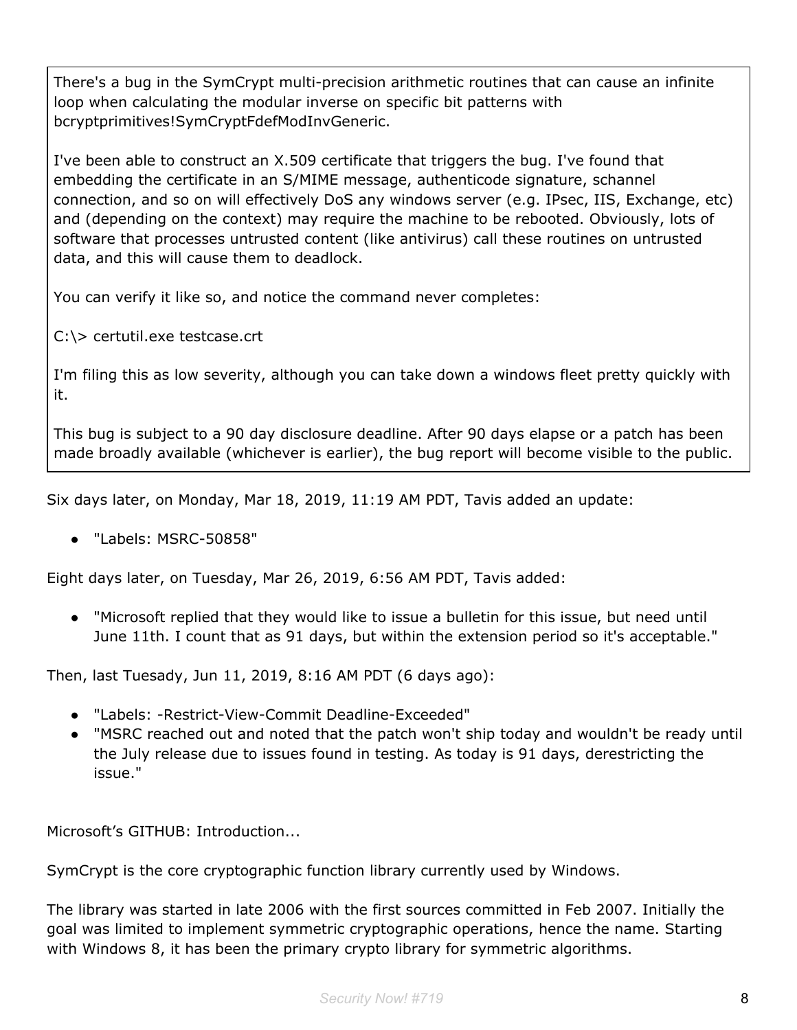> There's a bug in the SymCrypt multi-precision arithmetic routines that can cause an infinite loop when calculating the modular inverse on specific bit patterns with bcryptprimitives!SymCryptFdefModInvGeneric.
>
> I've been able to construct an X.509 certificate that triggers the bug. I've found that embedding the certificate in an S/MIME message, authenticode signature, schannel connection, and so on will effectively DoS any windows server (e.g. IPsec, IIS, Exchange, etc) and (depending on the context) may require the machine to be rebooted. Obviously, lots of software that processes untrusted content (like antivirus) call these routines on untrusted data, and this will cause them to deadlock.
>
> You can verify it like so, and notice the command never completes:
>
> C:\> certutil.exe testcase.crt
>
> I'm filing this as low severity, although you can take down a windows fleet pretty quickly with it.
>
> This bug is subject to a 90 day disclosure deadline. After 90 days elapse or a patch has been made broadly available (whichever is earlier), the bug report will become visible to the public.

Six days later, on Monday, Mar 18, 2019, 11:19 AM PDT, Tavis added an update:

- "Labels: MSRC-50858"

Eight days later, on Tuesday, Mar 26, 2019, 6:56 AM PDT, Tavis added:

- "Microsoft replied that they would like to issue a bulletin for this issue, but need until June 11th. I count that as 91 days, but within the extension period so it's acceptable."

Then, last Tuesady, Jun 11, 2019, 8:16 AM PDT (6 days ago):

- "Labels: -Restrict-View-Commit Deadline-Exceeded"
- "MSRC reached out and noted that the patch won't ship today and wouldn't be ready until the July release due to issues found in testing. As today is 91 days, derestricting the issue."

Microsoft's GITHUB: Introduction...

SymCrypt is the core cryptographic function library currently used by Windows.

The library was started in late 2006 with the first sources committed in Feb 2007. Initially the goal was limited to implement symmetric cryptographic operations, hence the name. Starting with Windows 8, it has been the primary crypto library for symmetric algorithms.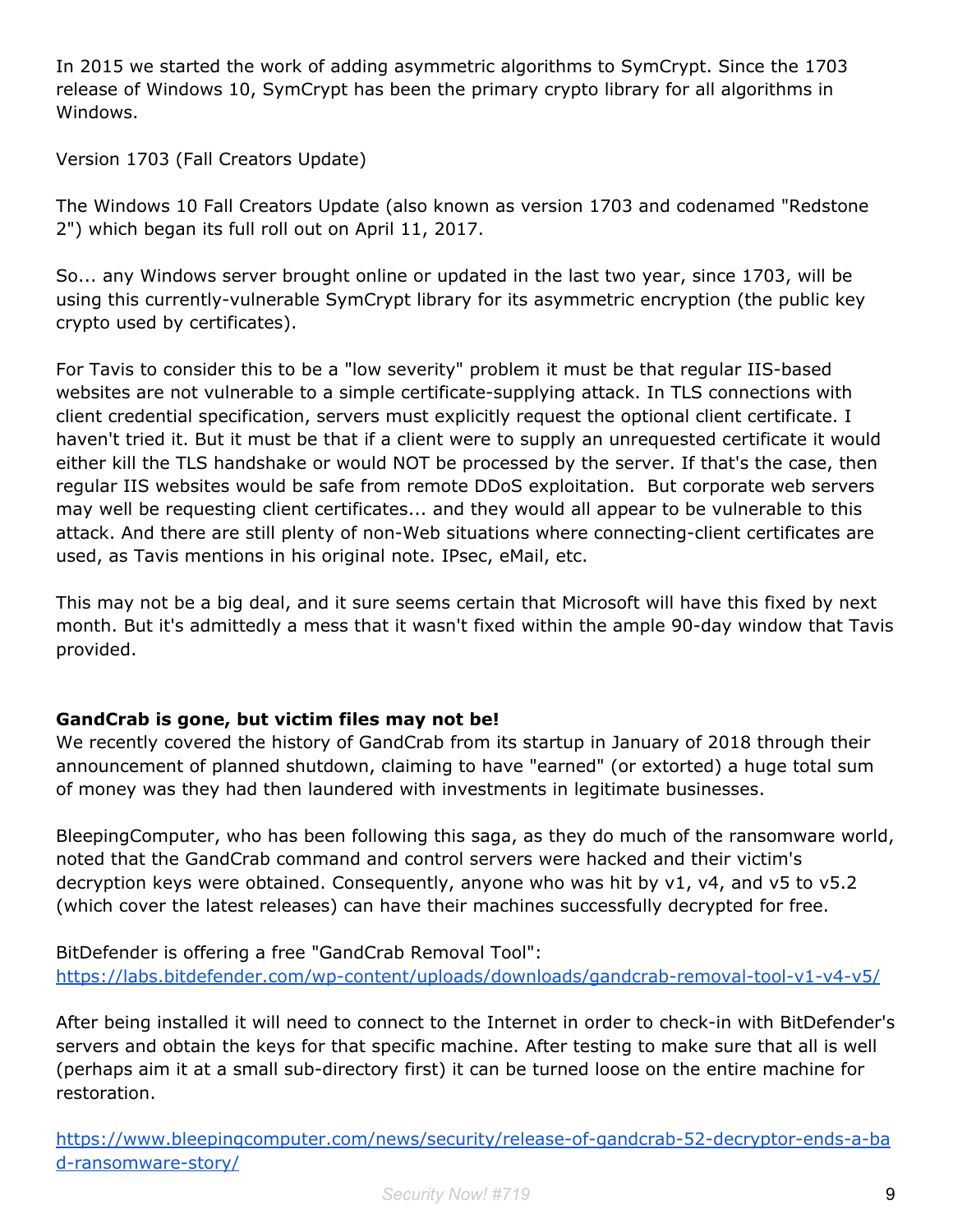In 2015 we started the work of adding asymmetric algorithms to SymCrypt. Since the 1703 release of Windows 10, SymCrypt has been the primary crypto library for all algorithms in Windows.

Version 1703 (Fall Creators Update)

The Windows 10 Fall Creators Update (also known as version 1703 and codenamed "Redstone 2") which began its full roll out on April 11, 2017.

So... any Windows server brought online or updated in the last two year, since 1703, will be using this currently-vulnerable SymCrypt library for its asymmetric encryption (the public key crypto used by certificates).

For Tavis to consider this to be a "low severity" problem it must be that regular IIS-based websites are not vulnerable to a simple certificate-supplying attack. In TLS connections with client credential specification, servers must explicitly request the optional client certificate. I haven't tried it. But it must be that if a client were to supply an unrequested certificate it would either kill the TLS handshake or would NOT be processed by the server. If that's the case, then regular IIS websites would be safe from remote DDoS exploitation. But corporate web servers may well be requesting client certificates... and they would all appear to be vulnerable to this attack. And there are still plenty of non-Web situations where connecting-client certificates are used, as Tavis mentions in his original note. IPsec, eMail, etc.

This may not be a big deal, and it sure seems certain that Microsoft will have this fixed by next month. But it's admittedly a mess that it wasn't fixed within the ample 90-day window that Tavis provided.

**GandCrab is gone, but victim files may not be!**

We recently covered the history of GandCrab from its startup in January of 2018 through their announcement of planned shutdown, claiming to have "earned" (or extorted) a huge total sum of money was they had then laundered with investments in legitimate businesses.

BleepingComputer, who has been following this saga, as they do much of the ransomware world, noted that the GandCrab command and control servers were hacked and their victim's decryption keys were obtained. Consequently, anyone who was hit by v1, v4, and v5 to v5.2 (which cover the latest releases) can have their machines successfully decrypted for free.

BitDefender is offering a free "GandCrab Removal Tool":
https://labs.bitdefender.com/wp-content/uploads/downloads/gandcrab-removal-tool-v1-v4-v5/

After being installed it will need to connect to the Internet in order to check-in with BitDefender's servers and obtain the keys for that specific machine. After testing to make sure that all is well (perhaps aim it at a small sub-directory first) it can be turned loose on the entire machine for restoration.

https://www.bleepingcomputer.com/news/security/release-of-gandcrab-52-decryptor-ends-a-bad-ransomware-story/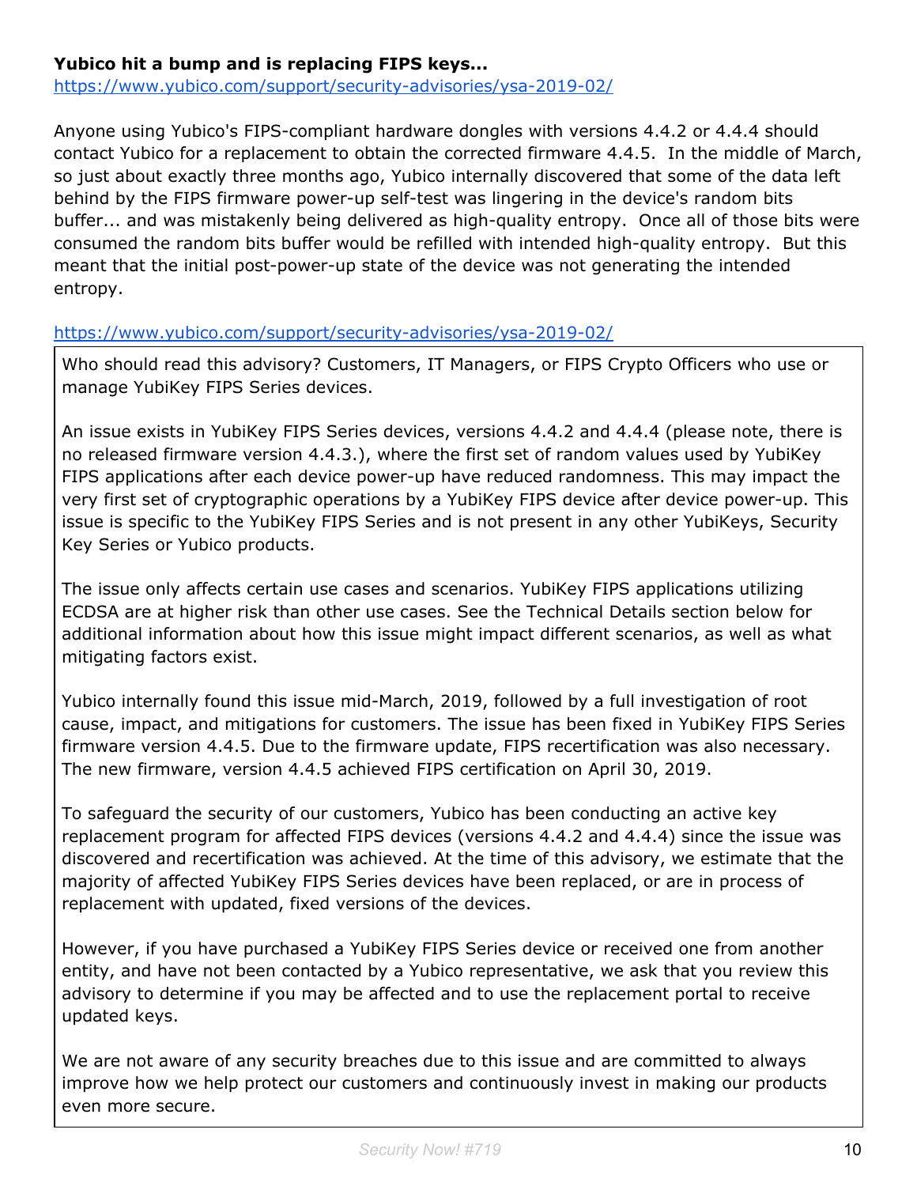**Yubico hit a bump and is replacing FIPS keys...**
https://www.yubico.com/support/security-advisories/ysa-2019-02/

Anyone using Yubico's FIPS-compliant hardware dongles with versions 4.4.2 or 4.4.4 should contact Yubico for a replacement to obtain the corrected firmware 4.4.5. In the middle of March, so just about exactly three months ago, Yubico internally discovered that some of the data left behind by the FIPS firmware power-up self-test was lingering in the device's random bits buffer... and was mistakenly being delivered as high-quality entropy. Once all of those bits were consumed the random bits buffer would be refilled with intended high-quality entropy. But this meant that the initial post-power-up state of the device was not generating the intended entropy.

https://www.yubico.com/support/security-advisories/ysa-2019-02/

> Who should read this advisory? Customers, IT Managers, or FIPS Crypto Officers who use or manage YubiKey FIPS Series devices.
>
> An issue exists in YubiKey FIPS Series devices, versions 4.4.2 and 4.4.4 (please note, there is no released firmware version 4.4.3.), where the first set of random values used by YubiKey FIPS applications after each device power-up have reduced randomness. This may impact the very first set of cryptographic operations by a YubiKey FIPS device after device power-up. This issue is specific to the YubiKey FIPS Series and is not present in any other YubiKeys, Security Key Series or Yubico products.
>
> The issue only affects certain use cases and scenarios. YubiKey FIPS applications utilizing ECDSA are at higher risk than other use cases. See the Technical Details section below for additional information about how this issue might impact different scenarios, as well as what mitigating factors exist.
>
> Yubico internally found this issue mid-March, 2019, followed by a full investigation of root cause, impact, and mitigations for customers. The issue has been fixed in YubiKey FIPS Series firmware version 4.4.5. Due to the firmware update, FIPS recertification was also necessary. The new firmware, version 4.4.5 achieved FIPS certification on April 30, 2019.
>
> To safeguard the security of our customers, Yubico has been conducting an active key replacement program for affected FIPS devices (versions 4.4.2 and 4.4.4) since the issue was discovered and recertification was achieved. At the time of this advisory, we estimate that the majority of affected YubiKey FIPS Series devices have been replaced, or are in process of replacement with updated, fixed versions of the devices.
>
> However, if you have purchased a YubiKey FIPS Series device or received one from another entity, and have not been contacted by a Yubico representative, we ask that you review this advisory to determine if you may be affected and to use the replacement portal to receive updated keys.
>
> We are not aware of any security breaches due to this issue and are committed to always improve how we help protect our customers and continuously invest in making our products even more secure.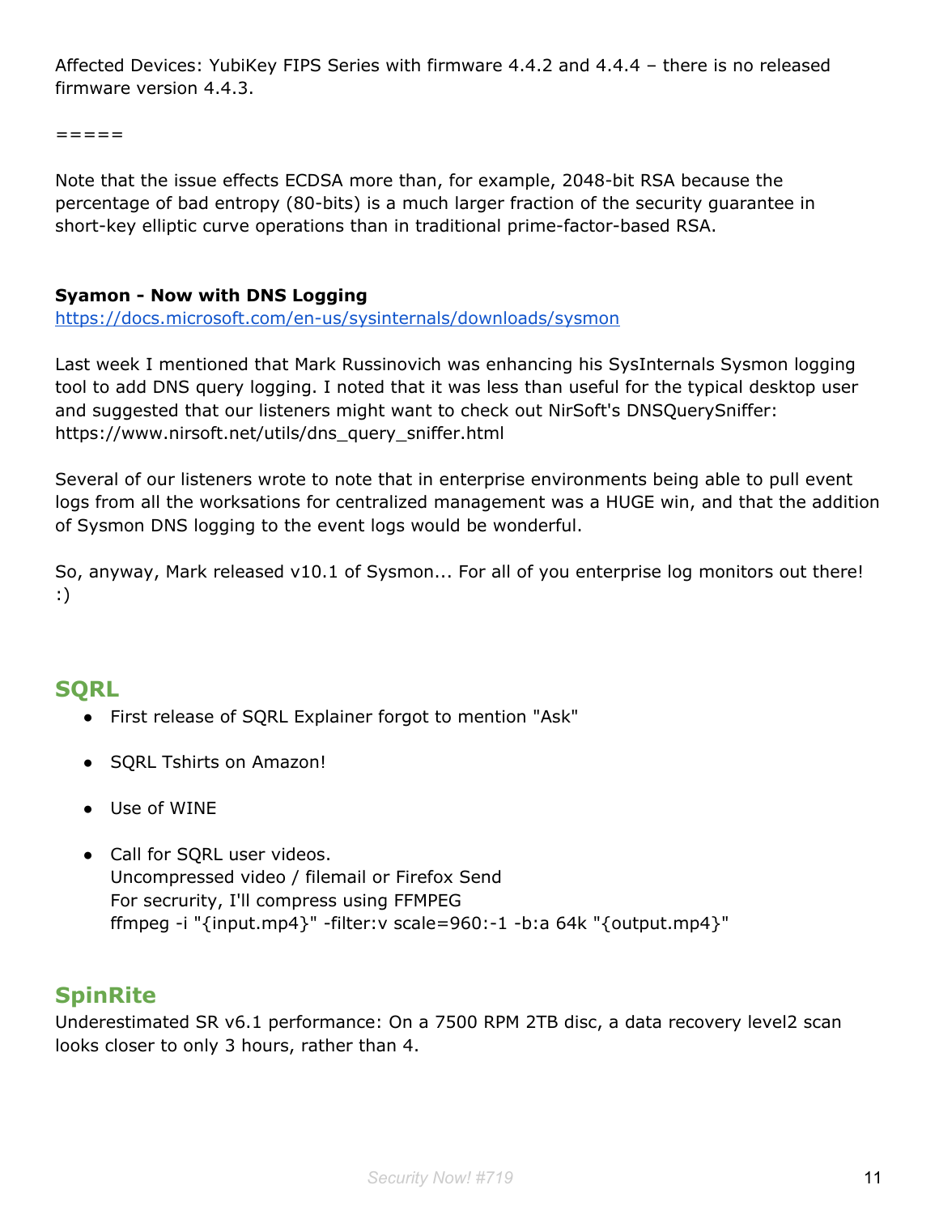Affected Devices: YubiKey FIPS Series with firmware 4.4.2 and 4.4.4 – there is no released firmware version 4.4.3.

=====

Note that the issue effects ECDSA more than, for example, 2048-bit RSA because the percentage of bad entropy (80-bits) is a much larger fraction of the security guarantee in short-key elliptic curve operations than in traditional prime-factor-based RSA.

**Syamon - Now with DNS Logging**
https://docs.microsoft.com/en-us/sysinternals/downloads/sysmon

Last week I mentioned that Mark Russinovich was enhancing his SysInternals Sysmon logging tool to add DNS query logging. I noted that it was less than useful for the typical desktop user and suggested that our listeners might want to check out NirSoft's DNSQuerySniffer: https://www.nirsoft.net/utils/dns_query_sniffer.html

Several of our listeners wrote to note that in enterprise environments being able to pull event logs from all the worksations for centralized management was a HUGE win, and that the addition of Sysmon DNS logging to the event logs would be wonderful.

So, anyway, Mark released v10.1 of Sysmon... For all of you enterprise log monitors out there! :)

## SQRL

- First release of SQRL Explainer forgot to mention "Ask"
- SQRL Tshirts on Amazon!
- Use of WINE
- Call for SQRL user videos.
  Uncompressed video / filemail or Firefox Send
  For secrurity, I'll compress using FFMPEG
  ffmpeg -i "{input.mp4}" -filter:v scale=960:-1 -b:a 64k "{output.mp4}"

## SpinRite

Underestimated SR v6.1 performance: On a 7500 RPM 2TB disc, a data recovery level2 scan looks closer to only 3 hours, rather than 4.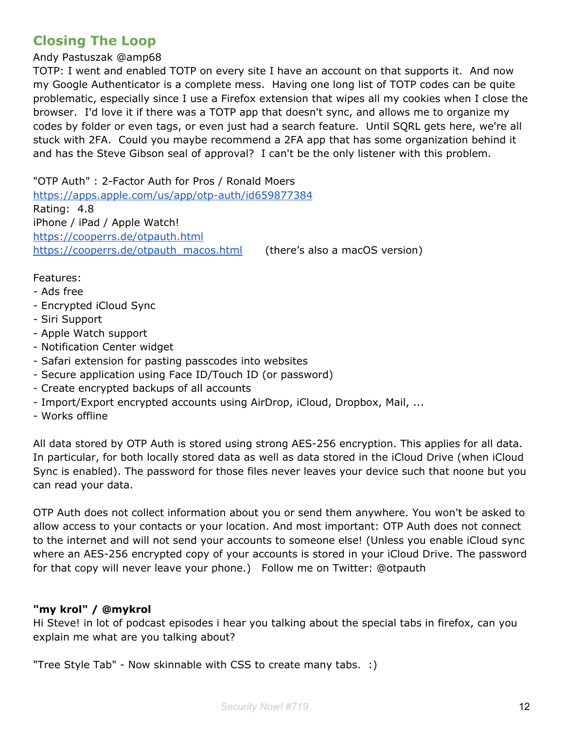## Closing The Loop

Andy Pastuszak @amp68

TOTP: I went and enabled TOTP on every site I have an account on that supports it. And now my Google Authenticator is a complete mess. Having one long list of TOTP codes can be quite problematic, especially since I use a Firefox extension that wipes all my cookies when I close the browser. I'd love it if there was a TOTP app that doesn't sync, and allows me to organize my codes by folder or even tags, or even just had a search feature. Until SQRL gets here, we're all stuck with 2FA. Could you maybe recommend a 2FA app that has some organization behind it and has the Steve Gibson seal of approval? I can't be the only listener with this problem.

"OTP Auth" : 2-Factor Auth for Pros / Ronald Moers
https://apps.apple.com/us/app/otp-auth/id659877384
Rating: 4.8
iPhone / iPad / Apple Watch!
https://cooperrs.de/otpauth.html
https://cooperrs.de/otpauth_macos.html (there's also a macOS version)

Features:
- Ads free
- Encrypted iCloud Sync
- Siri Support
- Apple Watch support
- Notification Center widget
- Safari extension for pasting passcodes into websites
- Secure application using Face ID/Touch ID (or password)
- Create encrypted backups of all accounts
- Import/Export encrypted accounts using AirDrop, iCloud, Dropbox, Mail, ...
- Works offline

All data stored by OTP Auth is stored using strong AES-256 encryption. This applies for all data. In particular, for both locally stored data as well as data stored in the iCloud Drive (when iCloud Sync is enabled). The password for those files never leaves your device such that noone but you can read your data.

OTP Auth does not collect information about you or send them anywhere. You won't be asked to allow access to your contacts or your location. And most important: OTP Auth does not connect to the internet and will not send your accounts to someone else! (Unless you enable iCloud sync where an AES-256 encrypted copy of your accounts is stored in your iCloud Drive. The password for that copy will never leave your phone.) Follow me on Twitter: @otpauth

**"my krol" / @mykrol**

Hi Steve! in lot of podcast episodes i hear you talking about the special tabs in firefox, can you explain me what are you talking about?

"Tree Style Tab" - Now skinnable with CSS to create many tabs. :)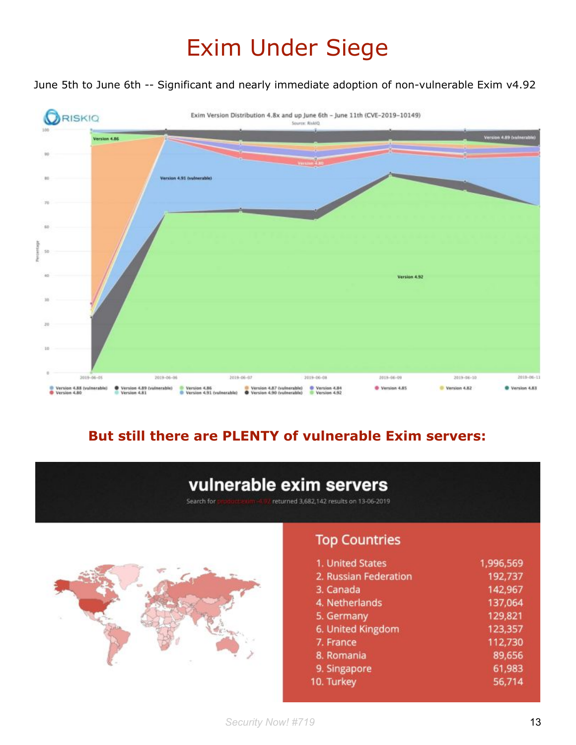# Exim Under Siege

June 5th to June 6th -- Significant and nearly immediate adoption of non-vulnerable Exim v4.92

**But still there are PLENTY of vulnerable Exim servers:**

## vulnerable exim servers

Search for product:exim -4.92 returned 3,682,142 results on 13-06-2019

### Top Countries

| Country | Count |
|---|---|
| 1. United States | 1,996,569 |
| 2. Russian Federation | 192,737 |
| 3. Canada | 142,967 |
| 4. Netherlands | 137,064 |
| 5. Germany | 129,821 |
| 6. United Kingdom | 123,357 |
| 7. France | 112,730 |
| 8. Romania | 89,656 |
| 9. Singapore | 61,983 |
| 10. Turkey | 56,714 |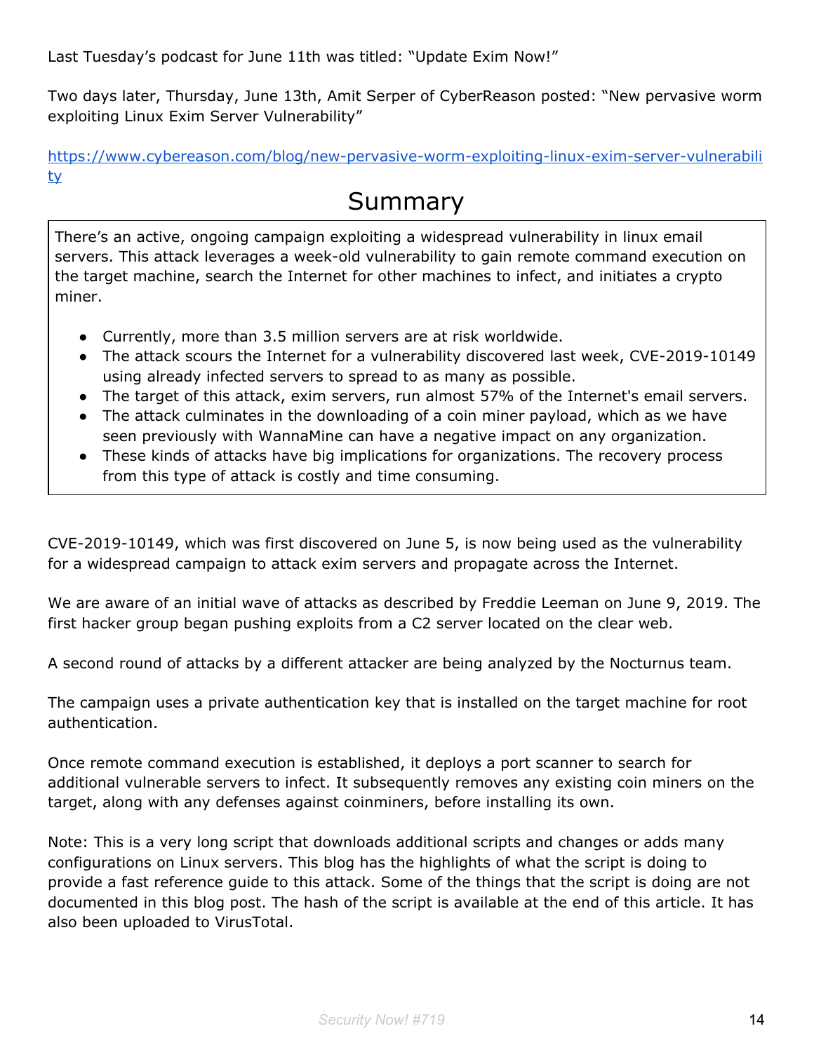Last Tuesday's podcast for June 11th was titled: "Update Exim Now!"

Two days later, Thursday, June 13th, Amit Serper of CyberReason posted: "New pervasive worm exploiting Linux Exim Server Vulnerability"

https://www.cybereason.com/blog/new-pervasive-worm-exploiting-linux-exim-server-vulnerability

## Summary

There's an active, ongoing campaign exploiting a widespread vulnerability in linux email servers. This attack leverages a week-old vulnerability to gain remote command execution on the target machine, search the Internet for other machines to infect, and initiates a crypto miner.

- Currently, more than 3.5 million servers are at risk worldwide.
- The attack scours the Internet for a vulnerability discovered last week, CVE-2019-10149 using already infected servers to spread to as many as possible.
- The target of this attack, exim servers, run almost 57% of the Internet's email servers.
- The attack culminates in the downloading of a coin miner payload, which as we have seen previously with WannaMine can have a negative impact on any organization.
- These kinds of attacks have big implications for organizations. The recovery process from this type of attack is costly and time consuming.

CVE-2019-10149, which was first discovered on June 5, is now being used as the vulnerability for a widespread campaign to attack exim servers and propagate across the Internet.

We are aware of an initial wave of attacks as described by Freddie Leeman on June 9, 2019. The first hacker group began pushing exploits from a C2 server located on the clear web.

A second round of attacks by a different attacker are being analyzed by the Nocturnus team.

The campaign uses a private authentication key that is installed on the target machine for root authentication.

Once remote command execution is established, it deploys a port scanner to search for additional vulnerable servers to infect. It subsequently removes any existing coin miners on the target, along with any defenses against coinminers, before installing its own.

Note: This is a very long script that downloads additional scripts and changes or adds many configurations on Linux servers. This blog has the highlights of what the script is doing to provide a fast reference guide to this attack. Some of the things that the script is doing are not documented in this blog post. The hash of the script is available at the end of this article. It has also been uploaded to VirusTotal.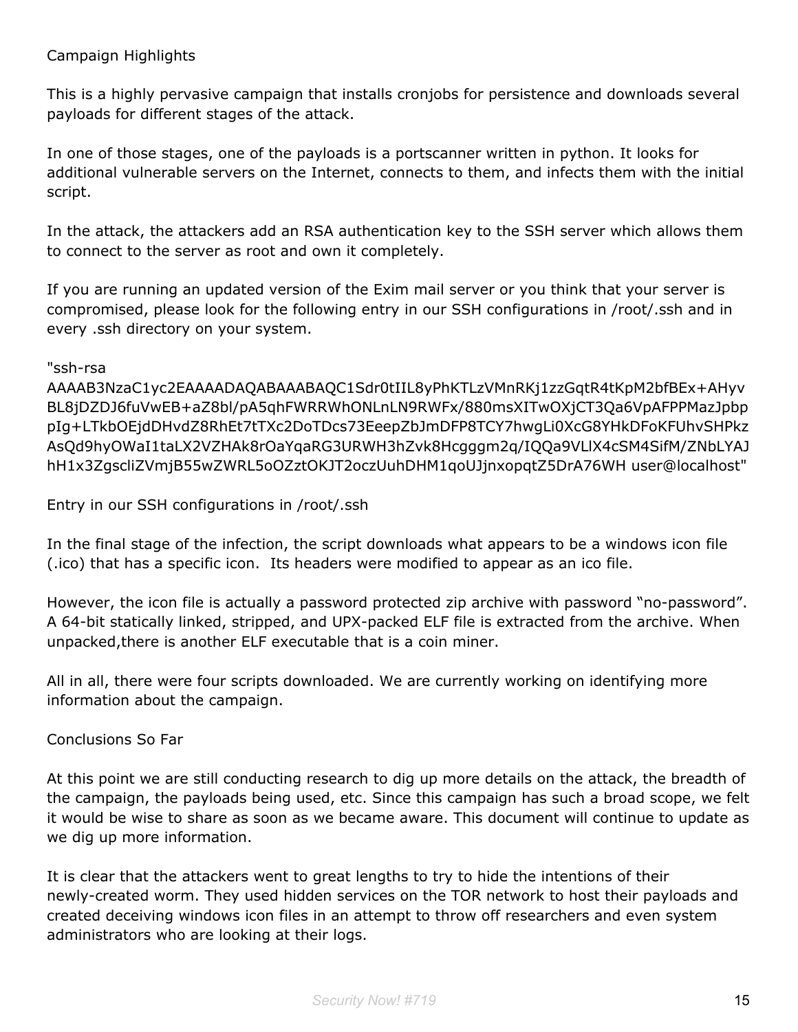Campaign Highlights

This is a highly pervasive campaign that installs cronjobs for persistence and downloads several payloads for different stages of the attack.

In one of those stages, one of the payloads is a portscanner written in python. It looks for additional vulnerable servers on the Internet, connects to them, and infects them with the initial script.

In the attack, the attackers add an RSA authentication key to the SSH server which allows them to connect to the server as root and own it completely.

If you are running an updated version of the Exim mail server or you think that your server is compromised, please look for the following entry in our SSH configurations in /root/.ssh and in every .ssh directory on your system.

"ssh-rsa AAAAB3NzaC1yc2EAAAADAQABAAABAQC1Sdr0tIIL8yPhKTLzVMnRKj1zzGqtR4tKpM2bfBEx+AHyvBL8jDZDJ6fuVwEB+aZ8bl/pA5qhFWRRWhONLnLN9RWFx/880msXITwOXjCT3Qa6VpAFPPMazJpbppIg+LTkbOEjdDHvdZ8RhEt7tTXc2DoTDcs73EeepZbJmDFP8TCY7hwgLi0XcG8YHkDFoKFUhvSHPkzAsQd9hyOWaI1taLX2VZHAk8rOaYqaRG3URWH3hZvk8Hcgggm2q/IQQa9VLlX4cSM4SifM/ZNbLYAJhH1x3ZgscliZVmjB55wZWRL5oOZztOKJT2oczUuhDHM1qoUJjnxopqtZ5DrA76WH user@localhost"

Entry in our SSH configurations in /root/.ssh

In the final stage of the infection, the script downloads what appears to be a windows icon file (.ico) that has a specific icon. Its headers were modified to appear as an ico file.

However, the icon file is actually a password protected zip archive with password “no-password”. A 64-bit statically linked, stripped, and UPX-packed ELF file is extracted from the archive. When unpacked,there is another ELF executable that is a coin miner.

All in all, there were four scripts downloaded. We are currently working on identifying more information about the campaign.

Conclusions So Far

At this point we are still conducting research to dig up more details on the attack, the breadth of the campaign, the payloads being used, etc. Since this campaign has such a broad scope, we felt it would be wise to share as soon as we became aware. This document will continue to update as we dig up more information.

It is clear that the attackers went to great lengths to try to hide the intentions of their newly-created worm. They used hidden services on the TOR network to host their payloads and created deceiving windows icon files in an attempt to throw off researchers and even system administrators who are looking at their logs.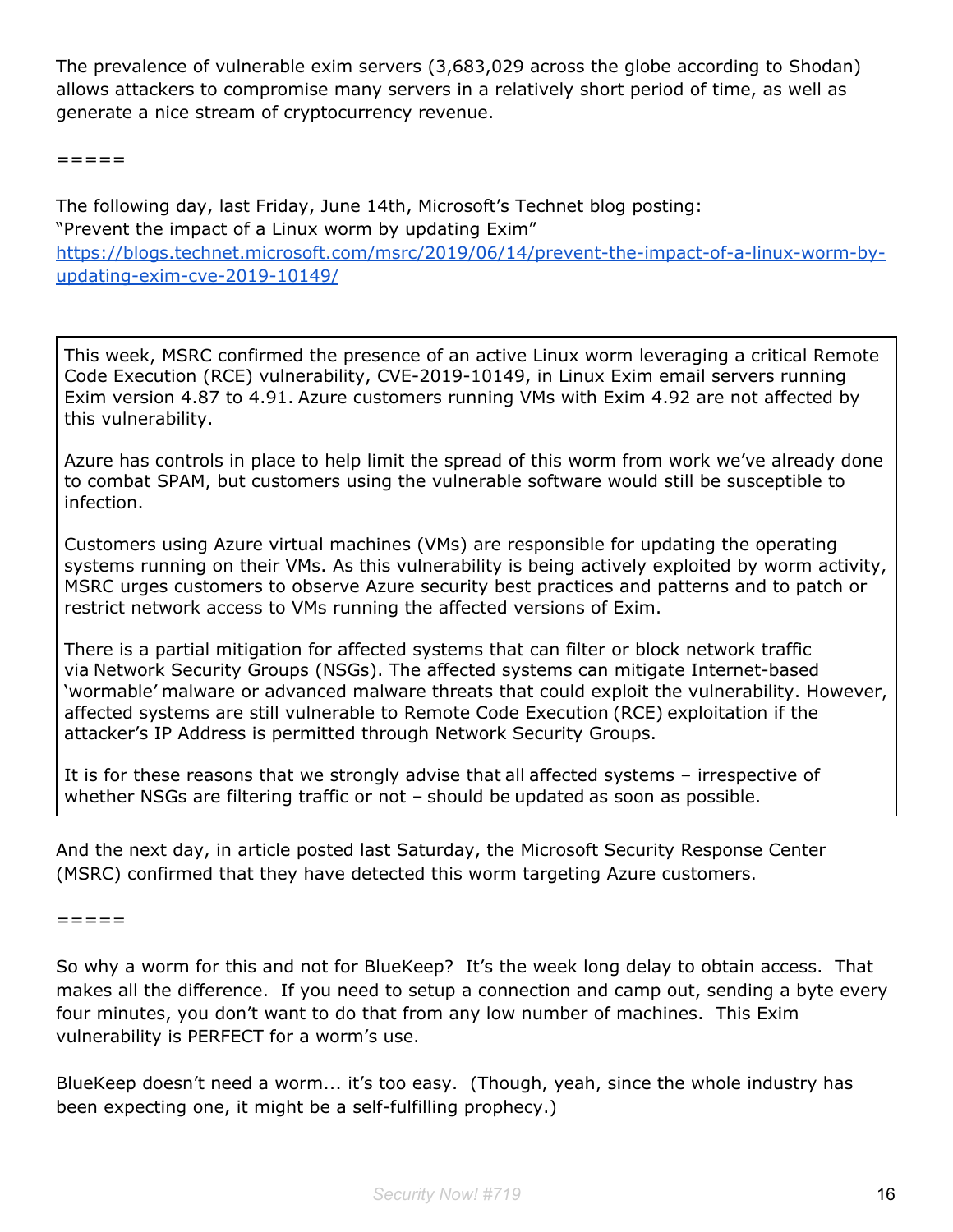The prevalence of vulnerable exim servers (3,683,029 across the globe according to Shodan) allows attackers to compromise many servers in a relatively short period of time, as well as generate a nice stream of cryptocurrency revenue.

=====

The following day, last Friday, June 14th, Microsoft's Technet blog posting:
"Prevent the impact of a Linux worm by updating Exim"
https://blogs.technet.microsoft.com/msrc/2019/06/14/prevent-the-impact-of-a-linux-worm-by-updating-exim-cve-2019-10149/

> This week, MSRC confirmed the presence of an active Linux worm leveraging a critical Remote Code Execution (RCE) vulnerability, CVE-2019-10149, in Linux Exim email servers running Exim version 4.87 to 4.91. Azure customers running VMs with Exim 4.92 are not affected by this vulnerability.
>
> Azure has controls in place to help limit the spread of this worm from work we've already done to combat SPAM, but customers using the vulnerable software would still be susceptible to infection.
>
> Customers using Azure virtual machines (VMs) are responsible for updating the operating systems running on their VMs. As this vulnerability is being actively exploited by worm activity, MSRC urges customers to observe Azure security best practices and patterns and to patch or restrict network access to VMs running the affected versions of Exim.
>
> There is a partial mitigation for affected systems that can filter or block network traffic via Network Security Groups (NSGs). The affected systems can mitigate Internet-based 'wormable' malware or advanced malware threats that could exploit the vulnerability. However, affected systems are still vulnerable to Remote Code Execution (RCE) exploitation if the attacker's IP Address is permitted through Network Security Groups.
>
> It is for these reasons that we strongly advise that all affected systems – irrespective of whether NSGs are filtering traffic or not – should be updated as soon as possible.

And the next day, in article posted last Saturday, the Microsoft Security Response Center (MSRC) confirmed that they have detected this worm targeting Azure customers.

=====

So why a worm for this and not for BlueKeep? It's the week long delay to obtain access. That makes all the difference. If you need to setup a connection and camp out, sending a byte every four minutes, you don't want to do that from any low number of machines. This Exim vulnerability is PERFECT for a worm's use.

BlueKeep doesn't need a worm... it's too easy. (Though, yeah, since the whole industry has been expecting one, it might be a self-fulfilling prophecy.)